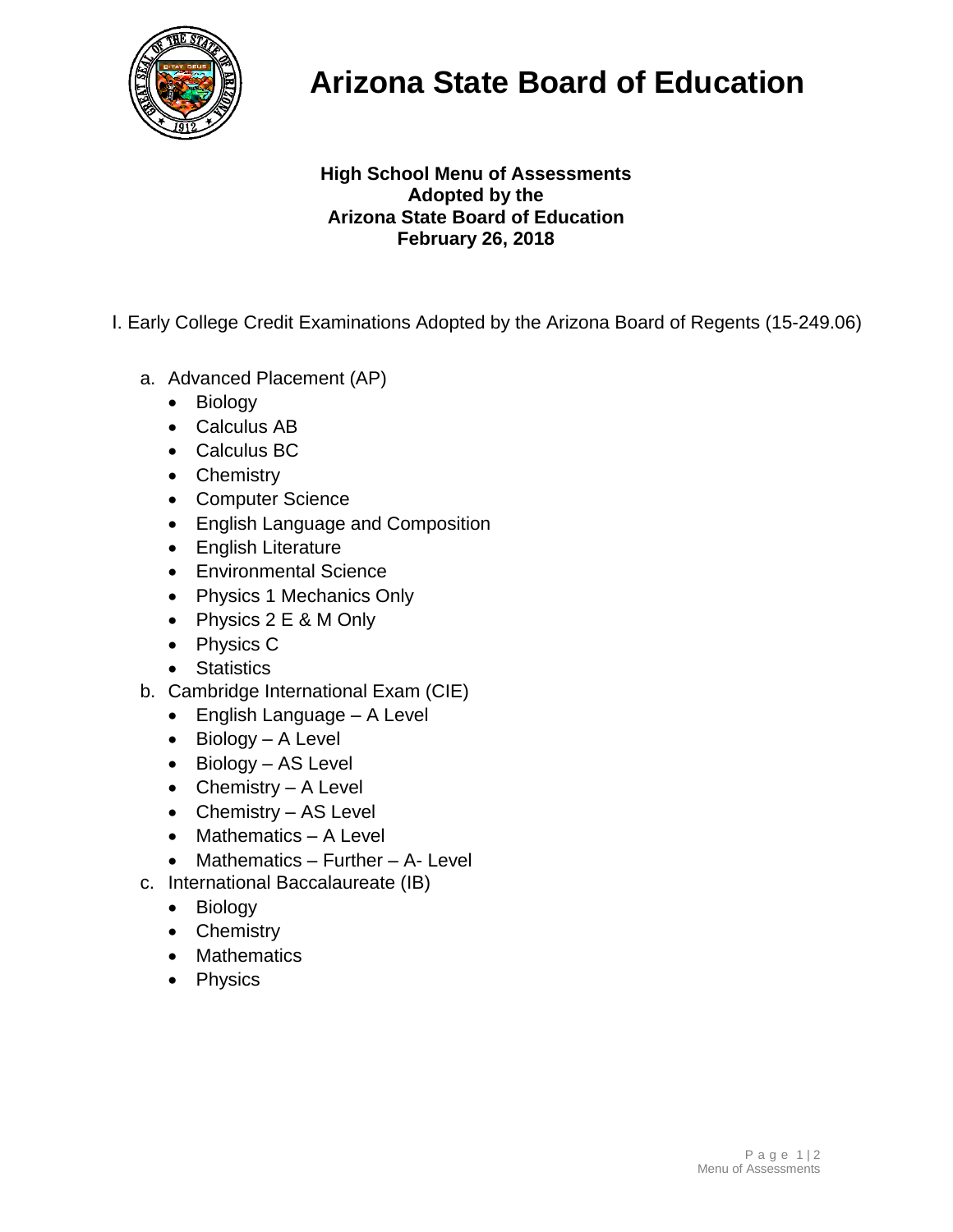# Arizona State Board of Education

**High School Menu of Assessments**
**Adopted by the**
**Arizona State Board of Education**
**February 26, 2018**

I. Early College Credit Examinations Adopted by the Arizona Board of Regents (15-249.06)

a. Advanced Placement (AP)
   - Biology
   - Calculus AB
   - Calculus BC
   - Chemistry
   - Computer Science
   - English Language and Composition
   - English Literature
   - Environmental Science
   - Physics 1 Mechanics Only
   - Physics 2 E & M Only
   - Physics C
   - Statistics

b. Cambridge International Exam (CIE)
   - English Language – A Level
   - Biology – A Level
   - Biology – AS Level
   - Chemistry – A Level
   - Chemistry – AS Level
   - Mathematics – A Level
   - Mathematics – Further – A- Level

c. International Baccalaureate (IB)
   - Biology
   - Chemistry
   - Mathematics
   - Physics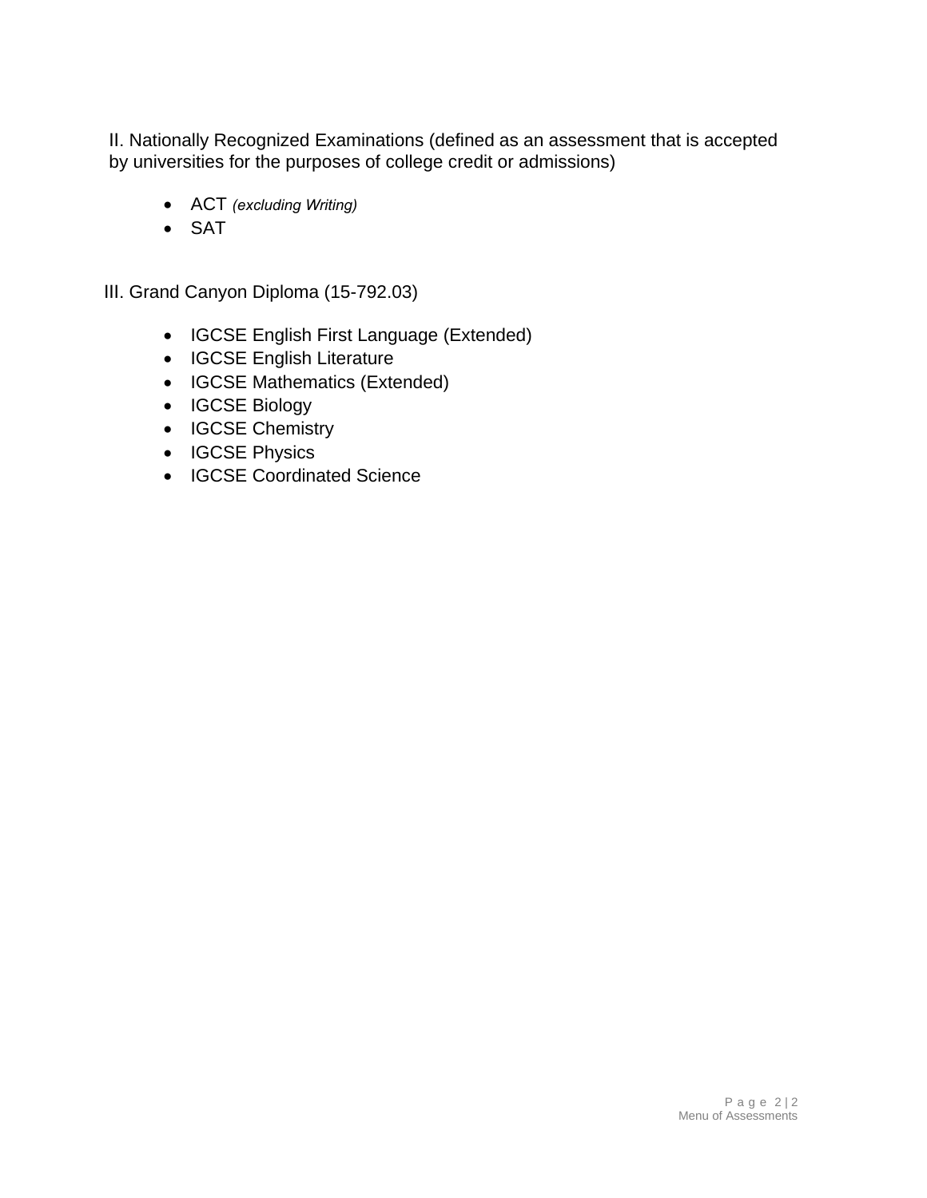II. Nationally Recognized Examinations (defined as an assessment that is accepted by universities for the purposes of college credit or admissions)

- ACT *(excluding Writing)*
- SAT

III. Grand Canyon Diploma (15-792.03)

- IGCSE English First Language (Extended)
- IGCSE English Literature
- IGCSE Mathematics (Extended)
- IGCSE Biology
- IGCSE Chemistry
- IGCSE Physics
- IGCSE Coordinated Science